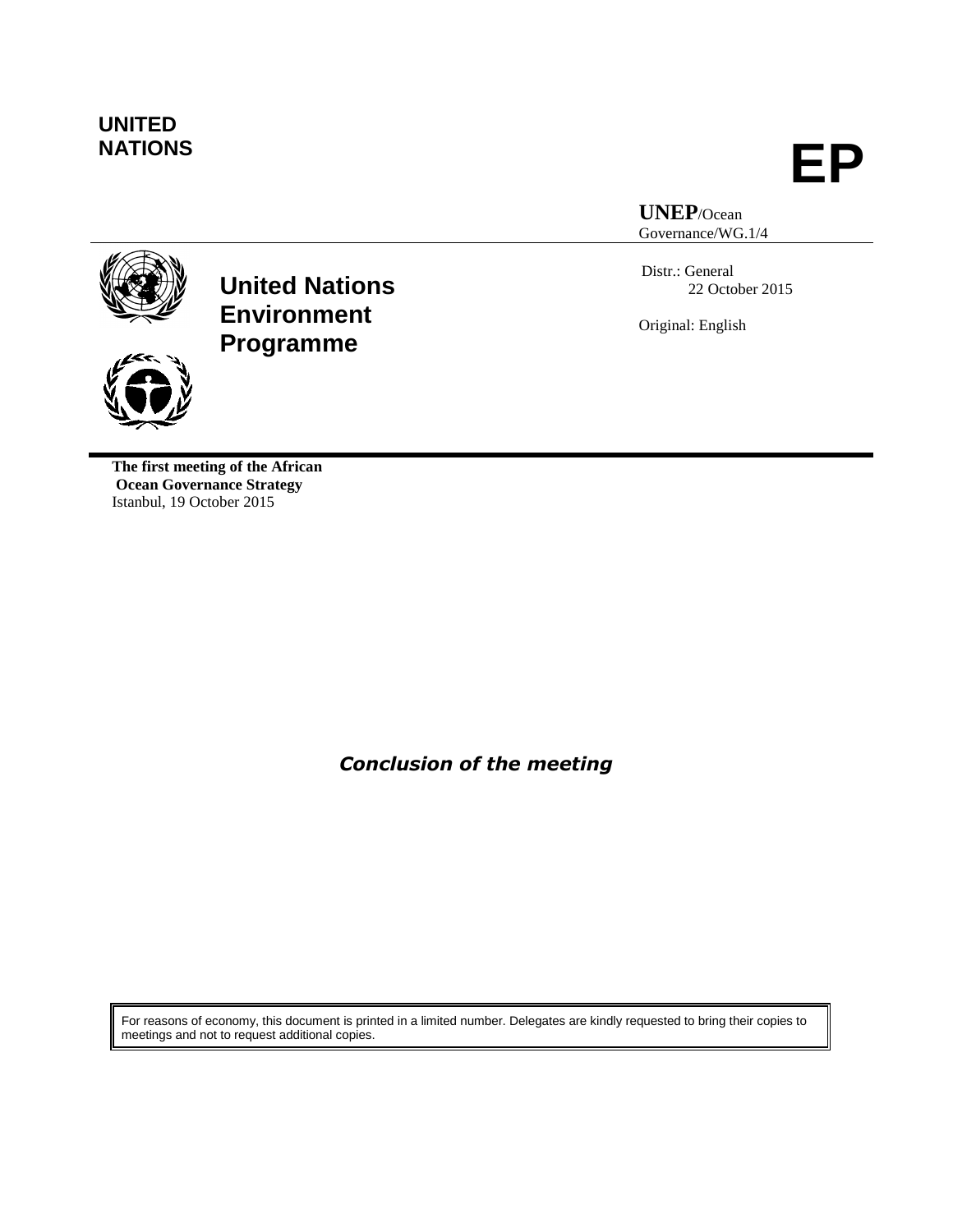**UNITED NATIONS**

# EP

**UNEP**/Ocean Governance/WG.1/4

**United Nations Environment Programme**

Distr.: General
22 October 2015

Original: English

**The first meeting of the African Ocean Governance Strategy**
Istanbul, 19 October 2015

***Conclusion of the meeting***

For reasons of economy, this document is printed in a limited number. Delegates are kindly requested to bring their copies to meetings and not to request additional copies.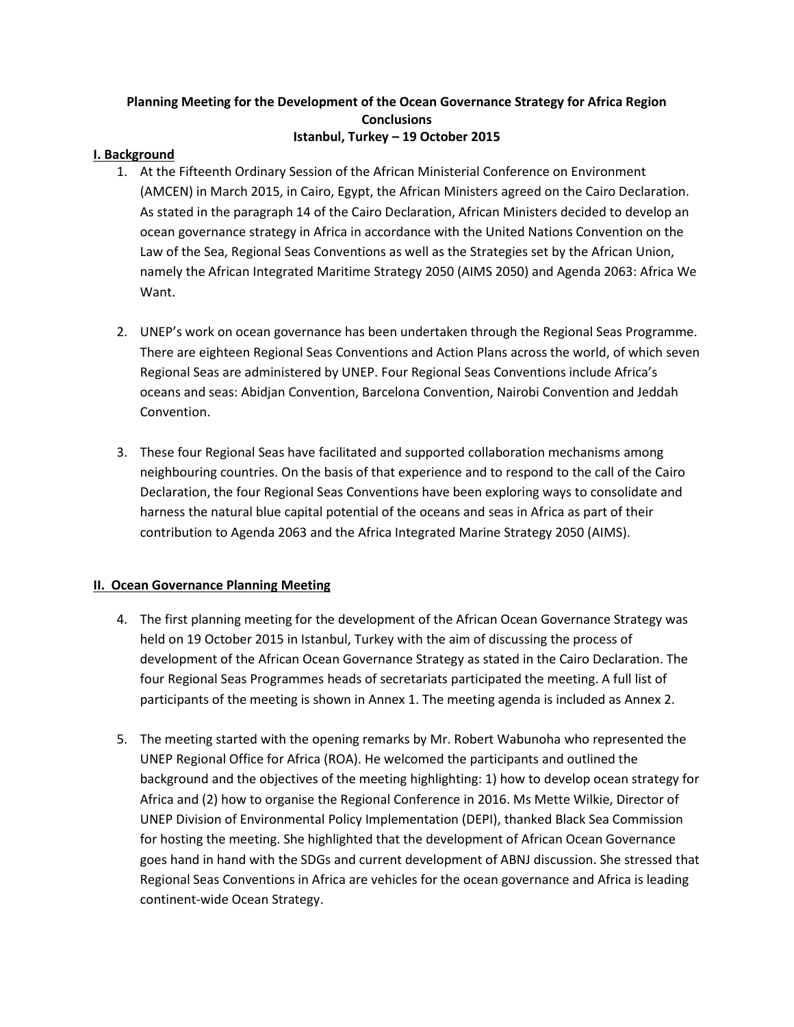**Planning Meeting for the Development of the Ocean Governance Strategy for Africa Region Conclusions**
**Istanbul, Turkey – 19 October 2015**

## I. Background

1. At the Fifteenth Ordinary Session of the African Ministerial Conference on Environment (AMCEN) in March 2015, in Cairo, Egypt, the African Ministers agreed on the Cairo Declaration. As stated in the paragraph 14 of the Cairo Declaration, African Ministers decided to develop an ocean governance strategy in Africa in accordance with the United Nations Convention on the Law of the Sea, Regional Seas Conventions as well as the Strategies set by the African Union, namely the African Integrated Maritime Strategy 2050 (AIMS 2050) and Agenda 2063: Africa We Want.

2. UNEP's work on ocean governance has been undertaken through the Regional Seas Programme. There are eighteen Regional Seas Conventions and Action Plans across the world, of which seven Regional Seas are administered by UNEP. Four Regional Seas Conventions include Africa's oceans and seas: Abidjan Convention, Barcelona Convention, Nairobi Convention and Jeddah Convention.

3. These four Regional Seas have facilitated and supported collaboration mechanisms among neighbouring countries. On the basis of that experience and to respond to the call of the Cairo Declaration, the four Regional Seas Conventions have been exploring ways to consolidate and harness the natural blue capital potential of the oceans and seas in Africa as part of their contribution to Agenda 2063 and the Africa Integrated Marine Strategy 2050 (AIMS).

## II. Ocean Governance Planning Meeting

4. The first planning meeting for the development of the African Ocean Governance Strategy was held on 19 October 2015 in Istanbul, Turkey with the aim of discussing the process of development of the African Ocean Governance Strategy as stated in the Cairo Declaration. The four Regional Seas Programmes heads of secretariats participated the meeting. A full list of participants of the meeting is shown in Annex 1. The meeting agenda is included as Annex 2.

5. The meeting started with the opening remarks by Mr. Robert Wabunoha who represented the UNEP Regional Office for Africa (ROA). He welcomed the participants and outlined the background and the objectives of the meeting highlighting: 1) how to develop ocean strategy for Africa and (2) how to organise the Regional Conference in 2016. Ms Mette Wilkie, Director of UNEP Division of Environmental Policy Implementation (DEPI), thanked Black Sea Commission for hosting the meeting. She highlighted that the development of African Ocean Governance goes hand in hand with the SDGs and current development of ABNJ discussion. She stressed that Regional Seas Conventions in Africa are vehicles for the ocean governance and Africa is leading continent-wide Ocean Strategy.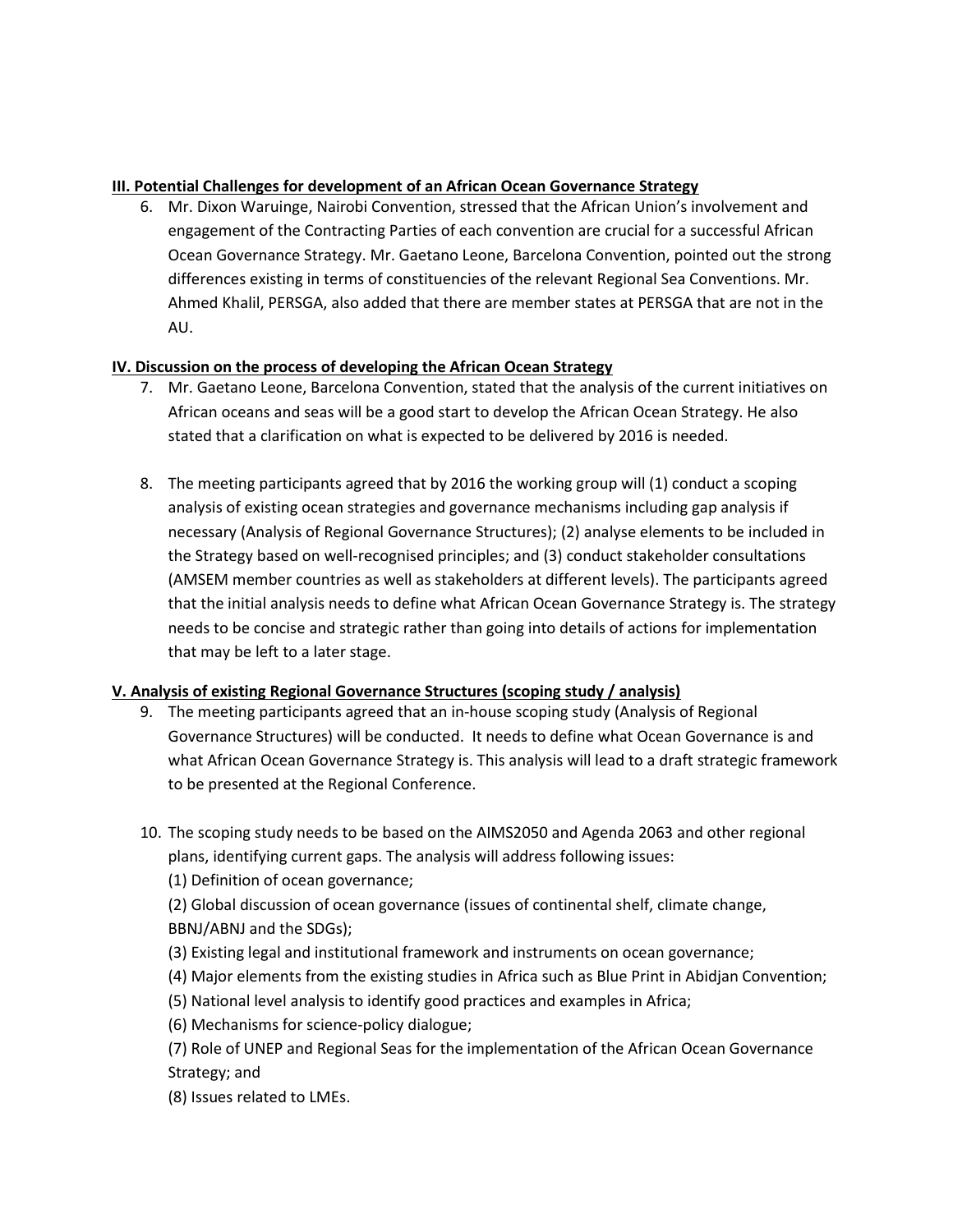**III. Potential Challenges for development of an African Ocean Governance Strategy**

6. Mr. Dixon Waruinge, Nairobi Convention, stressed that the African Union's involvement and engagement of the Contracting Parties of each convention are crucial for a successful African Ocean Governance Strategy. Mr. Gaetano Leone, Barcelona Convention, pointed out the strong differences existing in terms of constituencies of the relevant Regional Sea Conventions. Mr. Ahmed Khalil, PERSGA, also added that there are member states at PERSGA that are not in the AU.

**IV. Discussion on the process of developing the African Ocean Strategy**

7. Mr. Gaetano Leone, Barcelona Convention, stated that the analysis of the current initiatives on African oceans and seas will be a good start to develop the African Ocean Strategy. He also stated that a clarification on what is expected to be delivered by 2016 is needed.

8. The meeting participants agreed that by 2016 the working group will (1) conduct a scoping analysis of existing ocean strategies and governance mechanisms including gap analysis if necessary (Analysis of Regional Governance Structures); (2) analyse elements to be included in the Strategy based on well-recognised principles; and (3) conduct stakeholder consultations (AMSEM member countries as well as stakeholders at different levels). The participants agreed that the initial analysis needs to define what African Ocean Governance Strategy is. The strategy needs to be concise and strategic rather than going into details of actions for implementation that may be left to a later stage.

**V. Analysis of existing Regional Governance Structures (scoping study / analysis)**

9. The meeting participants agreed that an in-house scoping study (Analysis of Regional Governance Structures) will be conducted. It needs to define what Ocean Governance is and what African Ocean Governance Strategy is. This analysis will lead to a draft strategic framework to be presented at the Regional Conference.

10. The scoping study needs to be based on the AIMS2050 and Agenda 2063 and other regional plans, identifying current gaps. The analysis will address following issues:

    (1) Definition of ocean governance;

    (2) Global discussion of ocean governance (issues of continental shelf, climate change, BBNJ/ABNJ and the SDGs);

    (3) Existing legal and institutional framework and instruments on ocean governance;

    (4) Major elements from the existing studies in Africa such as Blue Print in Abidjan Convention;

    (5) National level analysis to identify good practices and examples in Africa;

    (6) Mechanisms for science-policy dialogue;

    (7) Role of UNEP and Regional Seas for the implementation of the African Ocean Governance Strategy; and

    (8) Issues related to LMEs.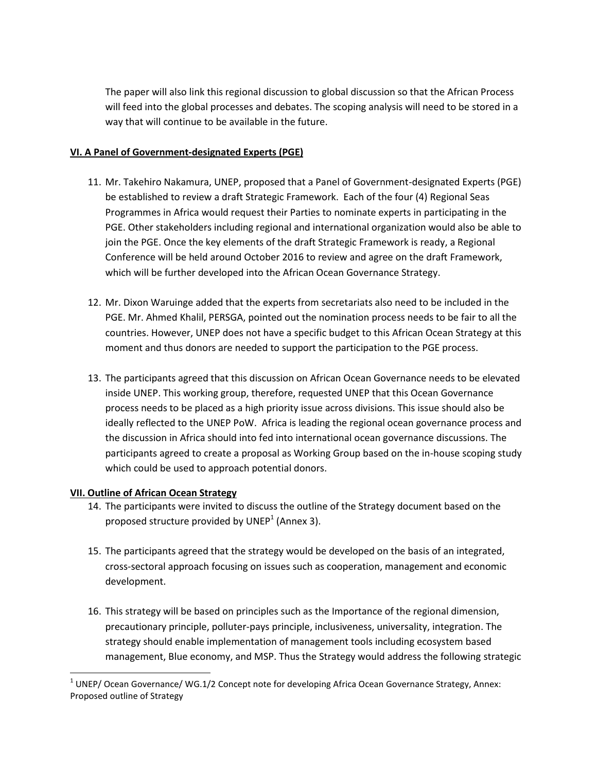The paper will also link this regional discussion to global discussion so that the African Process will feed into the global processes and debates. The scoping analysis will need to be stored in a way that will continue to be available in the future.

## VI. A Panel of Government-designated Experts (PGE)

11. Mr. Takehiro Nakamura, UNEP, proposed that a Panel of Government-designated Experts (PGE) be established to review a draft Strategic Framework. Each of the four (4) Regional Seas Programmes in Africa would request their Parties to nominate experts in participating in the PGE. Other stakeholders including regional and international organization would also be able to join the PGE. Once the key elements of the draft Strategic Framework is ready, a Regional Conference will be held around October 2016 to review and agree on the draft Framework, which will be further developed into the African Ocean Governance Strategy.

12. Mr. Dixon Waruinge added that the experts from secretariats also need to be included in the PGE. Mr. Ahmed Khalil, PERSGA, pointed out the nomination process needs to be fair to all the countries. However, UNEP does not have a specific budget to this African Ocean Strategy at this moment and thus donors are needed to support the participation to the PGE process.

13. The participants agreed that this discussion on African Ocean Governance needs to be elevated inside UNEP. This working group, therefore, requested UNEP that this Ocean Governance process needs to be placed as a high priority issue across divisions. This issue should also be ideally reflected to the UNEP PoW. Africa is leading the regional ocean governance process and the discussion in Africa should into fed into international ocean governance discussions. The participants agreed to create a proposal as Working Group based on the in-house scoping study which could be used to approach potential donors.

## VII. Outline of African Ocean Strategy

14. The participants were invited to discuss the outline of the Strategy document based on the proposed structure provided by UNEP[1] (Annex 3).

15. The participants agreed that the strategy would be developed on the basis of an integrated, cross-sectoral approach focusing on issues such as cooperation, management and economic development.

16. This strategy will be based on principles such as the Importance of the regional dimension, precautionary principle, polluter-pays principle, inclusiveness, universality, integration. The strategy should enable implementation of management tools including ecosystem based management, Blue economy, and MSP. Thus the Strategy would address the following strategic

[1] UNEP/ Ocean Governance/ WG.1/2 Concept note for developing Africa Ocean Governance Strategy, Annex: Proposed outline of Strategy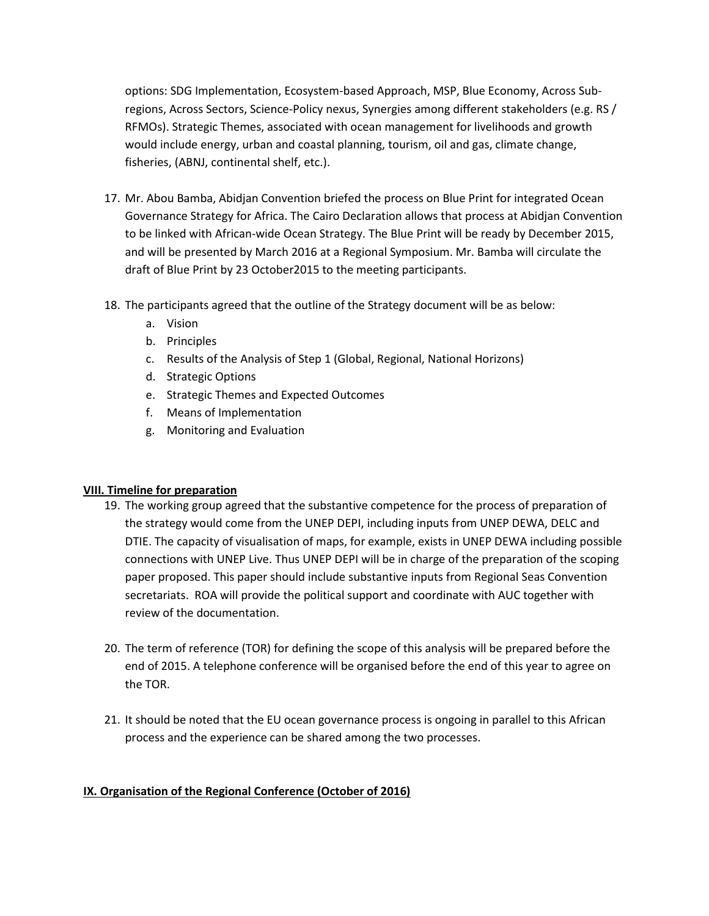options: SDG Implementation, Ecosystem-based Approach, MSP, Blue Economy, Across Sub-regions, Across Sectors, Science-Policy nexus, Synergies among different stakeholders (e.g. RS / RFMOs). Strategic Themes, associated with ocean management for livelihoods and growth would include energy, urban and coastal planning, tourism, oil and gas, climate change, fisheries, (ABNJ, continental shelf, etc.).

17. Mr. Abou Bamba, Abidjan Convention briefed the process on Blue Print for integrated Ocean Governance Strategy for Africa. The Cairo Declaration allows that process at Abidjan Convention to be linked with African-wide Ocean Strategy. The Blue Print will be ready by December 2015, and will be presented by March 2016 at a Regional Symposium. Mr. Bamba will circulate the draft of Blue Print by 23 October2015 to the meeting participants.

18. The participants agreed that the outline of the Strategy document will be as below:
    a. Vision
    b. Principles
    c. Results of the Analysis of Step 1 (Global, Regional, National Horizons)
    d. Strategic Options
    e. Strategic Themes and Expected Outcomes
    f. Means of Implementation
    g. Monitoring and Evaluation

## VIII. Timeline for preparation

19. The working group agreed that the substantive competence for the process of preparation of the strategy would come from the UNEP DEPI, including inputs from UNEP DEWA, DELC and DTIE. The capacity of visualisation of maps, for example, exists in UNEP DEWA including possible connections with UNEP Live. Thus UNEP DEPI will be in charge of the preparation of the scoping paper proposed. This paper should include substantive inputs from Regional Seas Convention secretariats. ROA will provide the political support and coordinate with AUC together with review of the documentation.

20. The term of reference (TOR) for defining the scope of this analysis will be prepared before the end of 2015. A telephone conference will be organised before the end of this year to agree on the TOR.

21. It should be noted that the EU ocean governance process is ongoing in parallel to this African process and the experience can be shared among the two processes.

## IX. Organisation of the Regional Conference (October of 2016)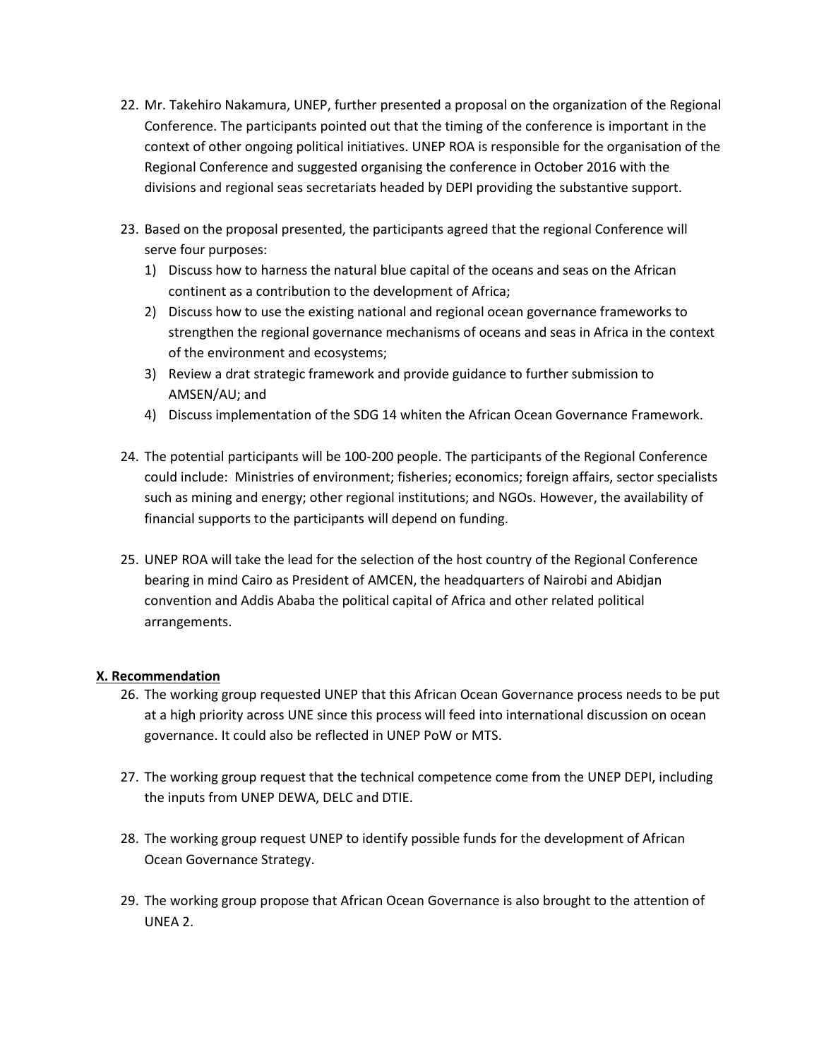22. Mr. Takehiro Nakamura, UNEP, further presented a proposal on the organization of the Regional Conference. The participants pointed out that the timing of the conference is important in the context of other ongoing political initiatives. UNEP ROA is responsible for the organisation of the Regional Conference and suggested organising the conference in October 2016 with the divisions and regional seas secretariats headed by DEPI providing the substantive support.

23. Based on the proposal presented, the participants agreed that the regional Conference will serve four purposes:
    1) Discuss how to harness the natural blue capital of the oceans and seas on the African continent as a contribution to the development of Africa;
    2) Discuss how to use the existing national and regional ocean governance frameworks to strengthen the regional governance mechanisms of oceans and seas in Africa in the context of the environment and ecosystems;
    3) Review a drat strategic framework and provide guidance to further submission to AMSEN/AU; and
    4) Discuss implementation of the SDG 14 whiten the African Ocean Governance Framework.

24. The potential participants will be 100-200 people. The participants of the Regional Conference could include: Ministries of environment; fisheries; economics; foreign affairs, sector specialists such as mining and energy; other regional institutions; and NGOs. However, the availability of financial supports to the participants will depend on funding.

25. UNEP ROA will take the lead for the selection of the host country of the Regional Conference bearing in mind Cairo as President of AMCEN, the headquarters of Nairobi and Abidjan convention and Addis Ababa the political capital of Africa and other related political arrangements.

## X. Recommendation

26. The working group requested UNEP that this African Ocean Governance process needs to be put at a high priority across UNE since this process will feed into international discussion on ocean governance. It could also be reflected in UNEP PoW or MTS.

27. The working group request that the technical competence come from the UNEP DEPI, including the inputs from UNEP DEWA, DELC and DTIE.

28. The working group request UNEP to identify possible funds for the development of African Ocean Governance Strategy.

29. The working group propose that African Ocean Governance is also brought to the attention of UNEA 2.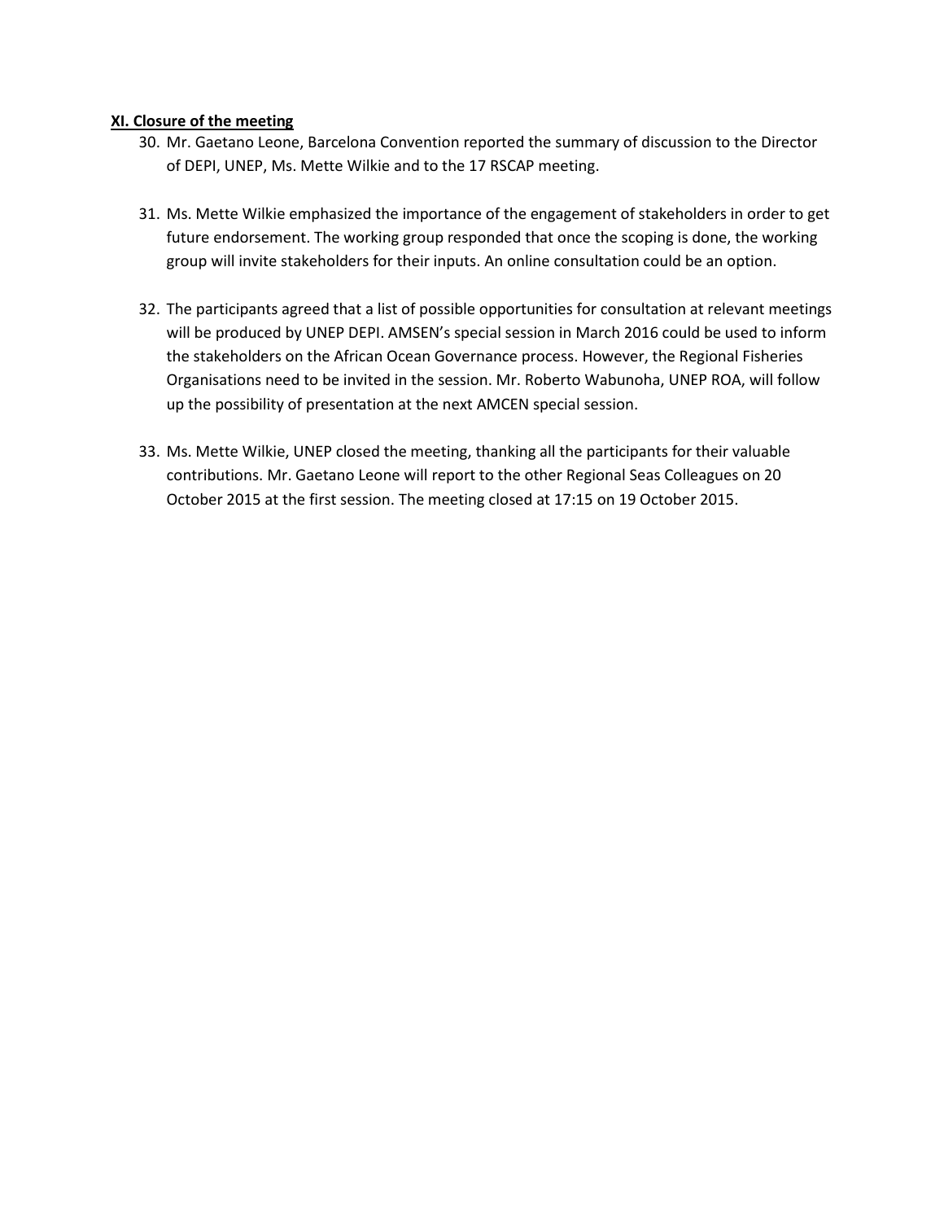**XI. Closure of the meeting**

30. Mr. Gaetano Leone, Barcelona Convention reported the summary of discussion to the Director of DEPI, UNEP, Ms. Mette Wilkie and to the 17 RSCAP meeting.

31. Ms. Mette Wilkie emphasized the importance of the engagement of stakeholders in order to get future endorsement. The working group responded that once the scoping is done, the working group will invite stakeholders for their inputs. An online consultation could be an option.

32. The participants agreed that a list of possible opportunities for consultation at relevant meetings will be produced by UNEP DEPI. AMSEN's special session in March 2016 could be used to inform the stakeholders on the African Ocean Governance process. However, the Regional Fisheries Organisations need to be invited in the session. Mr. Roberto Wabunoha, UNEP ROA, will follow up the possibility of presentation at the next AMCEN special session.

33. Ms. Mette Wilkie, UNEP closed the meeting, thanking all the participants for their valuable contributions. Mr. Gaetano Leone will report to the other Regional Seas Colleagues on 20 October 2015 at the first session. The meeting closed at 17:15 on 19 October 2015.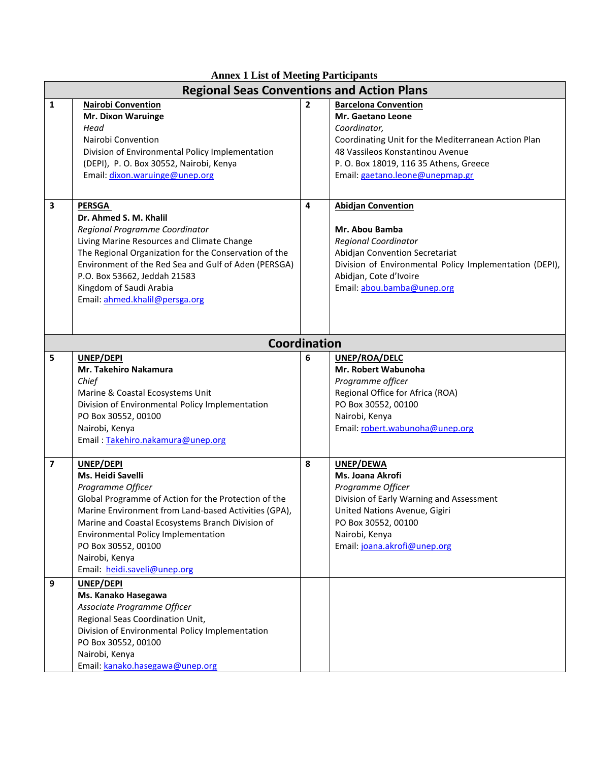**Annex 1 List of Meeting Participants**

| No. | Participant | No. | Participant |
|---|---|---|---|
| **Regional Seas Conventions and Action Plans** | | | |
| 1 | **Nairobi Convention**<br>**Mr. Dixon Waruinge**<br>*Head*<br>Nairobi Convention<br>Division of Environmental Policy Implementation (DEPI), P. O. Box 30552, Nairobi, Kenya<br>Email: dixon.waruinge@unep.org | 2 | **Barcelona Convention**<br>**Mr. Gaetano Leone**<br>*Coordinator,*<br>Coordinating Unit for the Mediterranean Action Plan<br>48 Vassileos Konstantinou Avenue<br>P. O. Box 18019, 116 35 Athens, Greece<br>Email: gaetano.leone@unepmap.gr |
| 3 | **PERSGA**<br>**Dr. Ahmed S. M. Khalil**<br>*Regional Programme Coordinator*<br>Living Marine Resources and Climate Change<br>The Regional Organization for the Conservation of the Environment of the Red Sea and Gulf of Aden (PERSGA)<br>P.O. Box 53662, Jeddah 21583<br>Kingdom of Saudi Arabia<br>Email: ahmed.khalil@persga.org | 4 | **Abidjan Convention**<br>**Mr. Abou Bamba**<br>*Regional Coordinator*<br>Abidjan Convention Secretariat<br>Division of Environmental Policy Implementation (DEPI), Abidjan, Cote d'Ivoire<br>Email: abou.bamba@unep.org |
| **Coordination** | | | |
| 5 | **UNEP/DEPI**<br>**Mr. Takehiro Nakamura**<br>*Chief*<br>Marine & Coastal Ecosystems Unit<br>Division of Environmental Policy Implementation<br>PO Box 30552, 00100<br>Nairobi, Kenya<br>Email : Takehiro.nakamura@unep.org | 6 | **UNEP/ROA/DELC**<br>**Mr. Robert Wabunoha**<br>*Programme officer*<br>Regional Office for Africa (ROA)<br>PO Box 30552, 00100<br>Nairobi, Kenya<br>Email: robert.wabunoha@unep.org |
| 7 | **UNEP/DEPI**<br>**Ms. Heidi Savelli**<br>*Programme Officer*<br>Global Programme of Action for the Protection of the Marine Environment from Land-based Activities (GPA), Marine and Coastal Ecosystems Branch Division of Environmental Policy Implementation<br>PO Box 30552, 00100<br>Nairobi, Kenya<br>Email: heidi.saveli@unep.org | 8 | **UNEP/DEWA**<br>**Ms. Joana Akrofi**<br>*Programme Officer*<br>Division of Early Warning and Assessment<br>United Nations Avenue, Gigiri<br>PO Box 30552, 00100<br>Nairobi, Kenya<br>Email: joana.akrofi@unep.org |
| 9 | **UNEP/DEPI**<br>**Ms. Kanako Hasegawa**<br>*Associate Programme Officer*<br>Regional Seas Coordination Unit,<br>Division of Environmental Policy Implementation<br>PO Box 30552, 00100<br>Nairobi, Kenya<br>Email: kanako.hasegawa@unep.org | | |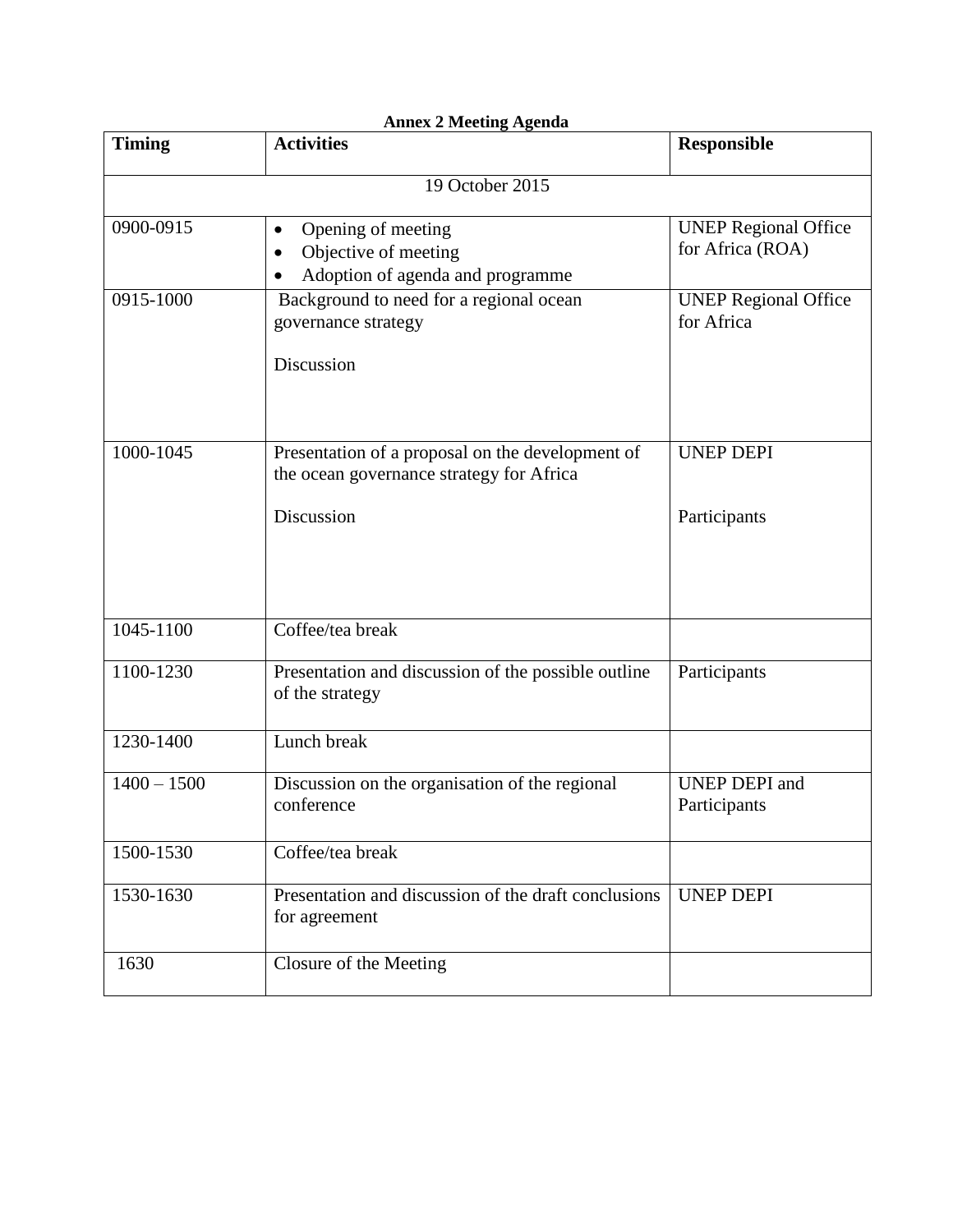**Annex 2 Meeting Agenda**

| Timing | Activities | Responsible |
|---|---|---|
| 19 October 2015 | | |
| 0900-0915 | • Opening of meeting<br>• Objective of meeting<br>• Adoption of agenda and programme | UNEP Regional Office for Africa (ROA) |
| 0915-1000 | Background to need for a regional ocean governance strategy<br><br>Discussion | UNEP Regional Office for Africa |
| 1000-1045 | Presentation of a proposal on the development of the ocean governance strategy for Africa<br><br>Discussion | UNEP DEPI<br><br>Participants |
| 1045-1100 | Coffee/tea break | |
| 1100-1230 | Presentation and discussion of the possible outline of the strategy | Participants |
| 1230-1400 | Lunch break | |
| 1400 – 1500 | Discussion on the organisation of the regional conference | UNEP DEPI and Participants |
| 1500-1530 | Coffee/tea break | |
| 1530-1630 | Presentation and discussion of the draft conclusions for agreement | UNEP DEPI |
| 1630 | Closure of the Meeting | |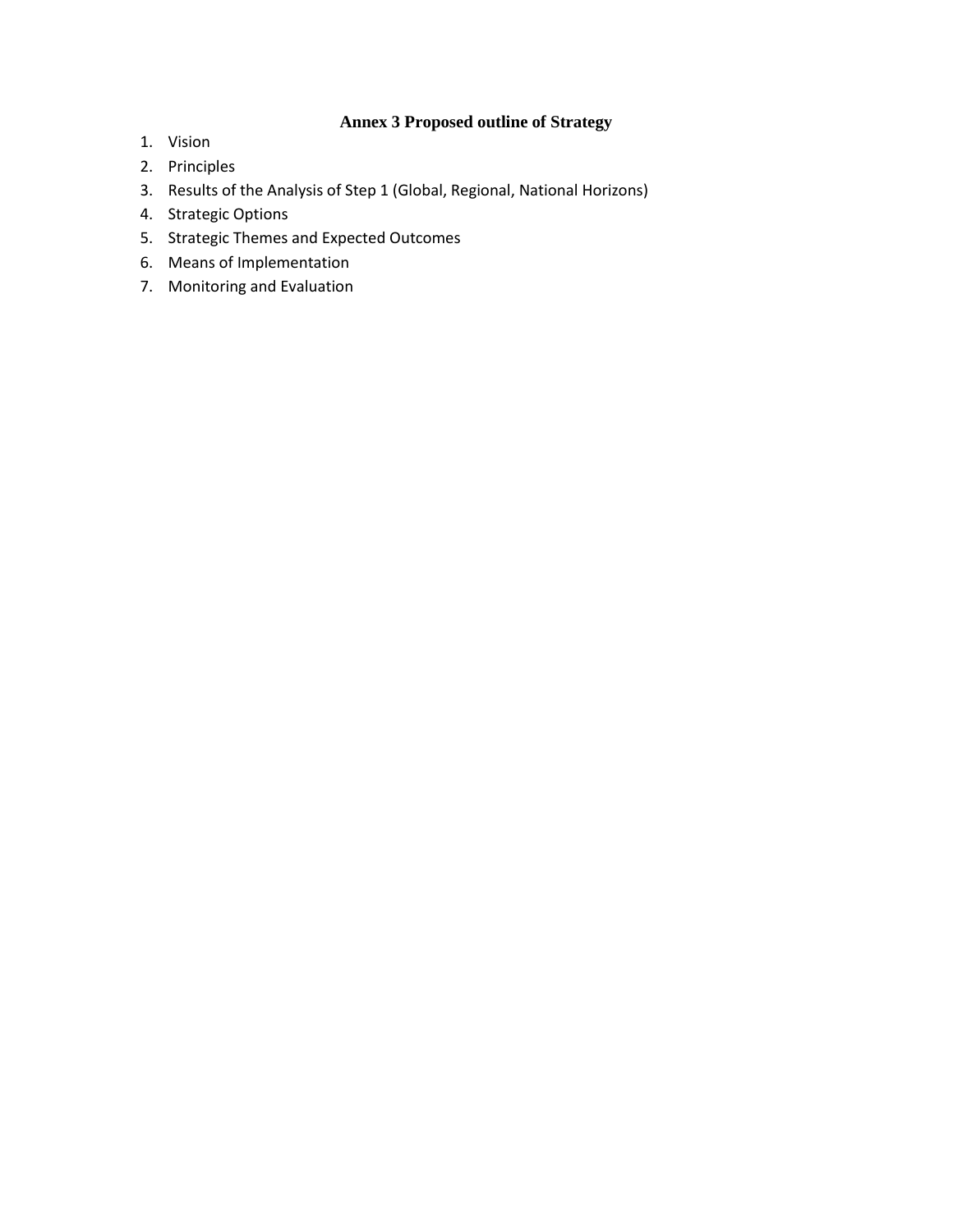## Annex 3 Proposed outline of Strategy

1. Vision
2. Principles
3. Results of the Analysis of Step 1 (Global, Regional, National Horizons)
4. Strategic Options
5. Strategic Themes and Expected Outcomes
6. Means of Implementation
7. Monitoring and Evaluation